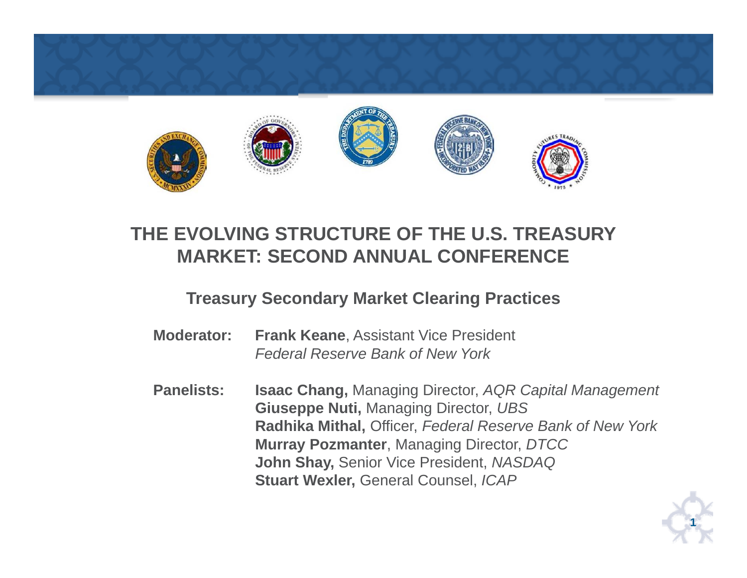# THE EVOLVING STRUCTURE OF THE U.S. TREASURY MARKET: SECOND ANNUAL CONFERENCE

## Treasury Secondary Market Clearing Practices

**Moderator:** **Frank Keane**, Assistant Vice President
*Federal Reserve Bank of New York*

**Panelists:**
**Isaac Chang,** Managing Director, *AQR Capital Management*
**Giuseppe Nuti,** Managing Director, *UBS*
**Radhika Mithal,** Officer, *Federal Reserve Bank of New York*
**Murray Pozmanter**, Managing Director, *DTCC*
**John Shay,** Senior Vice President, *NASDAQ*
**Stuart Wexler,** General Counsel, *ICAP*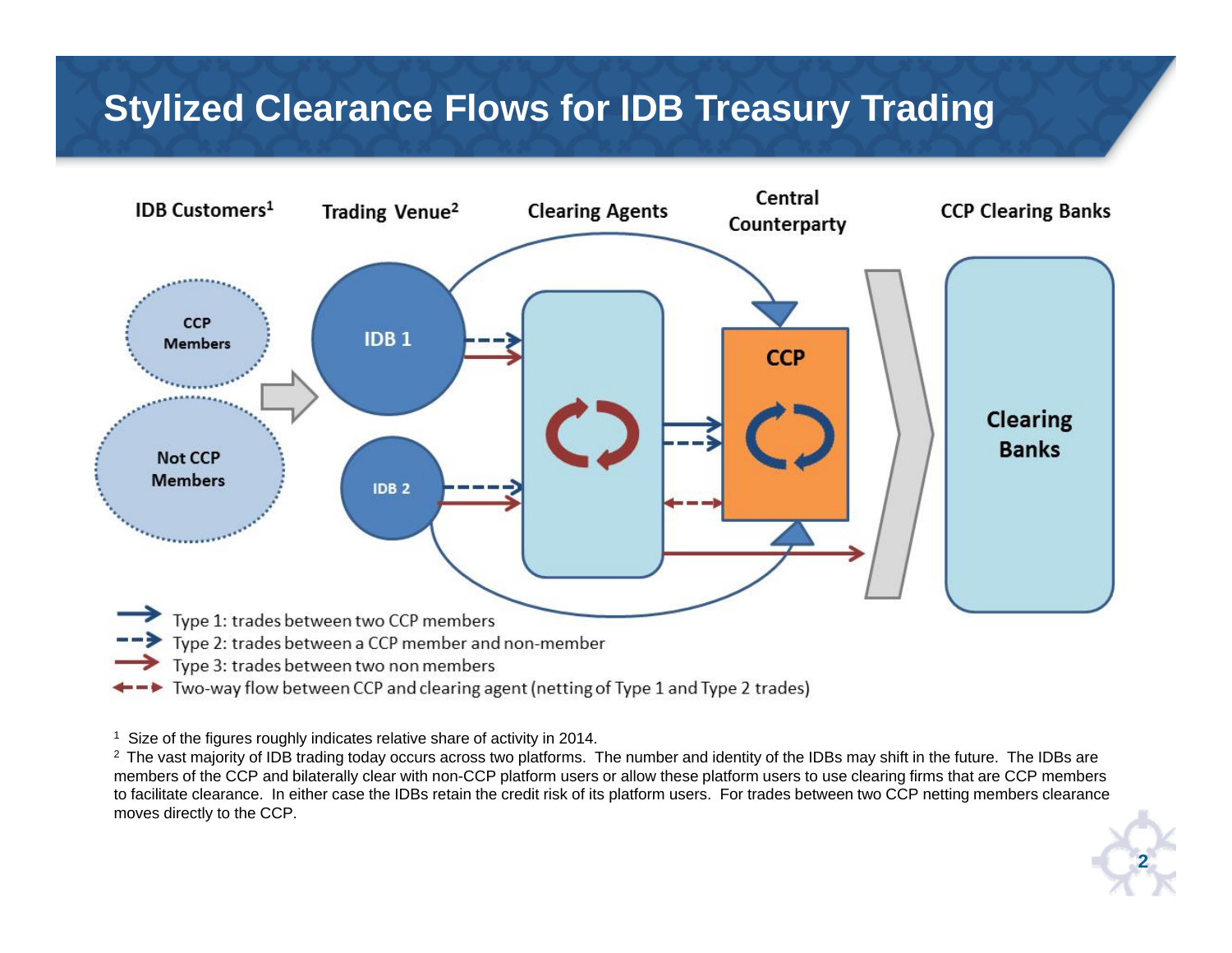# Stylized Clearance Flows for IDB Treasury Trading

IDB Customers[1]

Trading Venue[2]

Clearing Agents

Central Counterparty

CCP Clearing Banks

CCP Members

Not CCP Members

IDB 1

IDB 2

CCP

Clearing Banks

Type 1: trades between two CCP members

Type 2: trades between a CCP member and non-member

Type 3: trades between two non members

Two-way flow between CCP and clearing agent (netting of Type 1 and Type 2 trades)

[1] Size of the figures roughly indicates relative share of activity in 2014.

[2] The vast majority of IDB trading today occurs across two platforms. The number and identity of the IDBs may shift in the future. The IDBs are members of the CCP and bilaterally clear with non-CCP platform users or allow these platform users to use clearing firms that are CCP members to facilitate clearance. In either case the IDBs retain the credit risk of its platform users. For trades between two CCP netting members clearance moves directly to the CCP.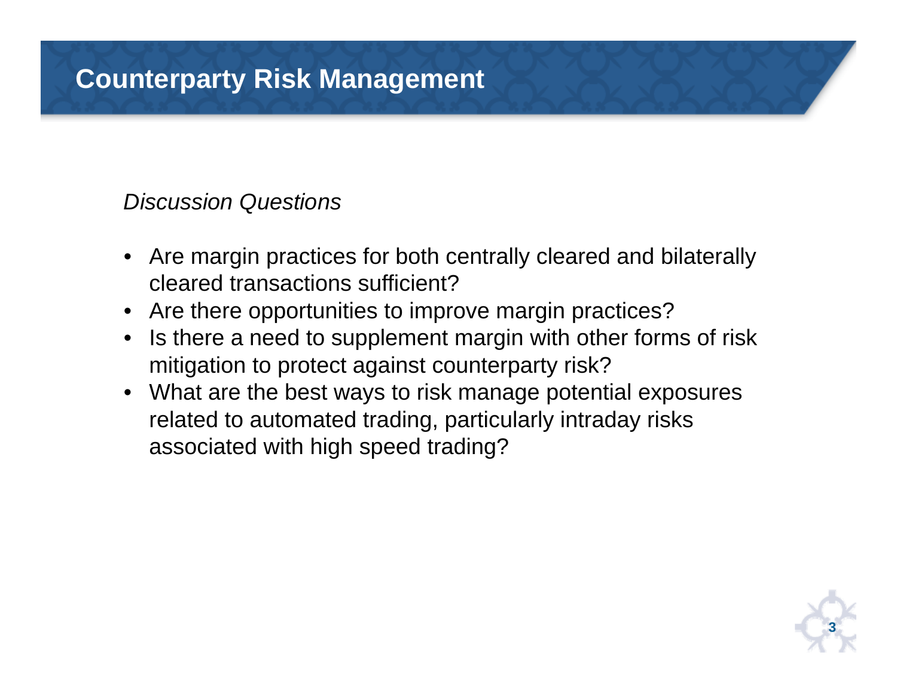# Counterparty Risk Management

*Discussion Questions*

- Are margin practices for both centrally cleared and bilaterally cleared transactions sufficient?
- Are there opportunities to improve margin practices?
- Is there a need to supplement margin with other forms of risk mitigation to protect against counterparty risk?
- What are the best ways to risk manage potential exposures related to automated trading, particularly intraday risks associated with high speed trading?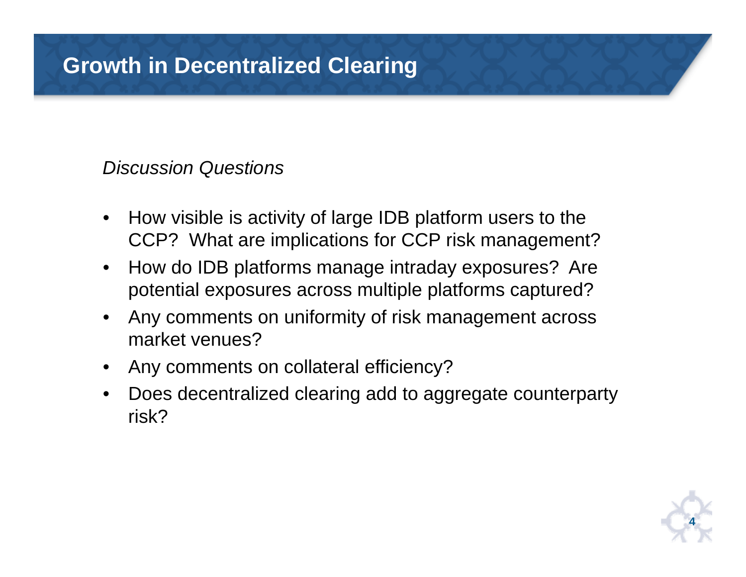# Growth in Decentralized Clearing

*Discussion Questions*

- How visible is activity of large IDB platform users to the CCP? What are implications for CCP risk management?
- How do IDB platforms manage intraday exposures? Are potential exposures across multiple platforms captured?
- Any comments on uniformity of risk management across market venues?
- Any comments on collateral efficiency?
- Does decentralized clearing add to aggregate counterparty risk?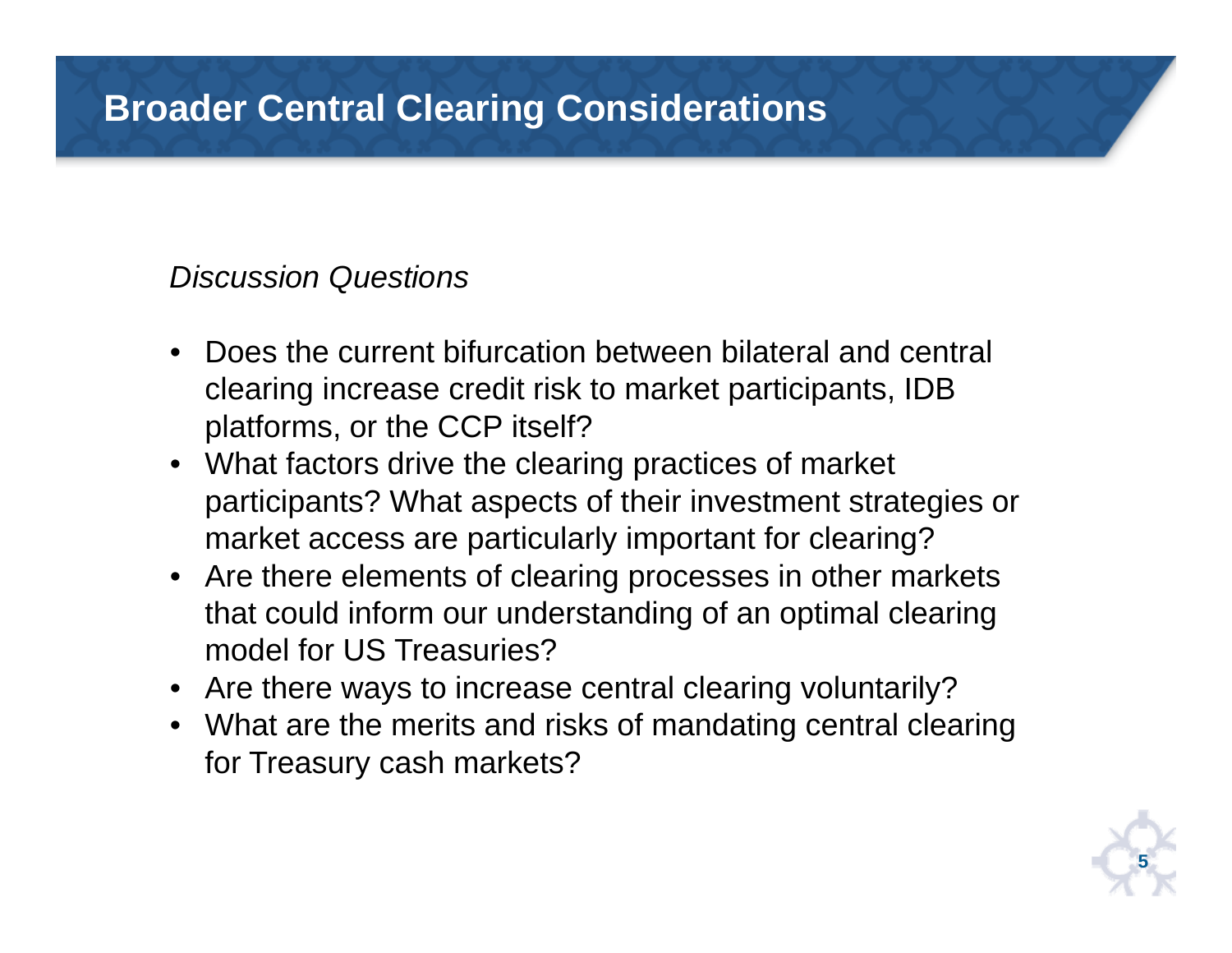# Broader Central Clearing Considerations

*Discussion Questions*

- Does the current bifurcation between bilateral and central clearing increase credit risk to market participants, IDB platforms, or the CCP itself?
- What factors drive the clearing practices of market participants? What aspects of their investment strategies or market access are particularly important for clearing?
- Are there elements of clearing processes in other markets that could inform our understanding of an optimal clearing model for US Treasuries?
- Are there ways to increase central clearing voluntarily?
- What are the merits and risks of mandating central clearing for Treasury cash markets?